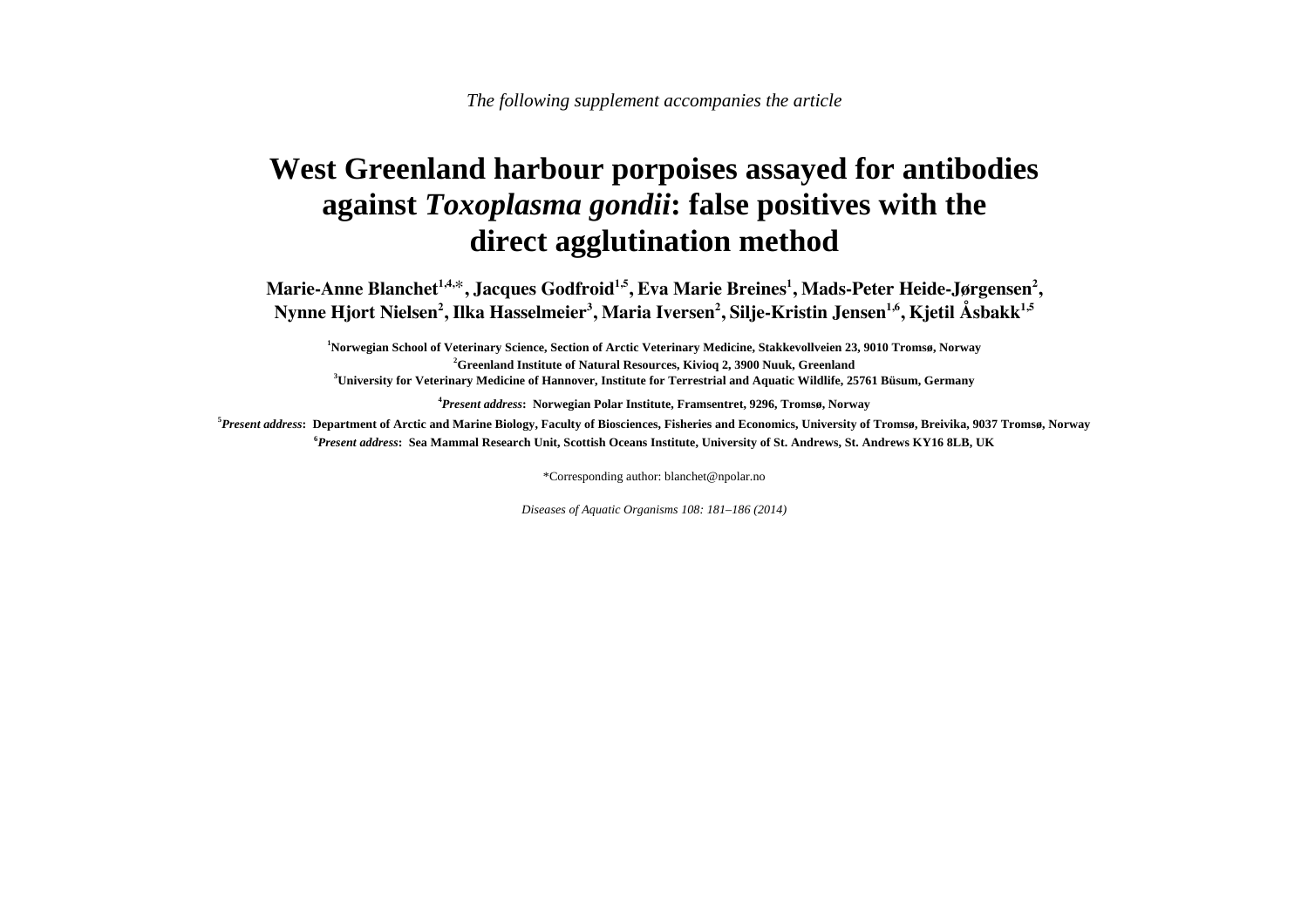*The following supplement accompanies the article*

# West Greenland harbour porpoises assayed for antibodies against *Toxoplasma gondii*: false positives with the direct agglutination method

**Marie-Anne Blanchet[1,4,*], Jacques Godfroid[1,5], Eva Marie Breines[1], Mads-Peter Heide-Jørgensen[2], Nynne Hjort Nielsen[2], Ilka Hasselmeier[3], Maria Iversen[2], Silje-Kristin Jensen[1,6], Kjetil Åsbakk[1,5]**

**[1]Norwegian School of Veterinary Science, Section of Arctic Veterinary Medicine, Stakkevollveien 23, 9010 Tromsø, Norway**
**[2]Greenland Institute of Natural Resources, Kivioq 2, 3900 Nuuk, Greenland**
**[3]University for Veterinary Medicine of Hannover, Institute for Terrestrial and Aquatic Wildlife, 25761 Büsum, Germany**

**[4]*Present address*: Norwegian Polar Institute, Framsentret, 9296, Tromsø, Norway**
**[5]*Present address*: Department of Arctic and Marine Biology, Faculty of Biosciences, Fisheries and Economics, University of Tromsø, Breivika, 9037 Tromsø, Norway**
**[6]*Present address*: Sea Mammal Research Unit, Scottish Oceans Institute, University of St. Andrews, St. Andrews KY16 8LB, UK**

*Corresponding author: blanchet@npolar.no

*Diseases of Aquatic Organisms 108: 181–186 (2014)*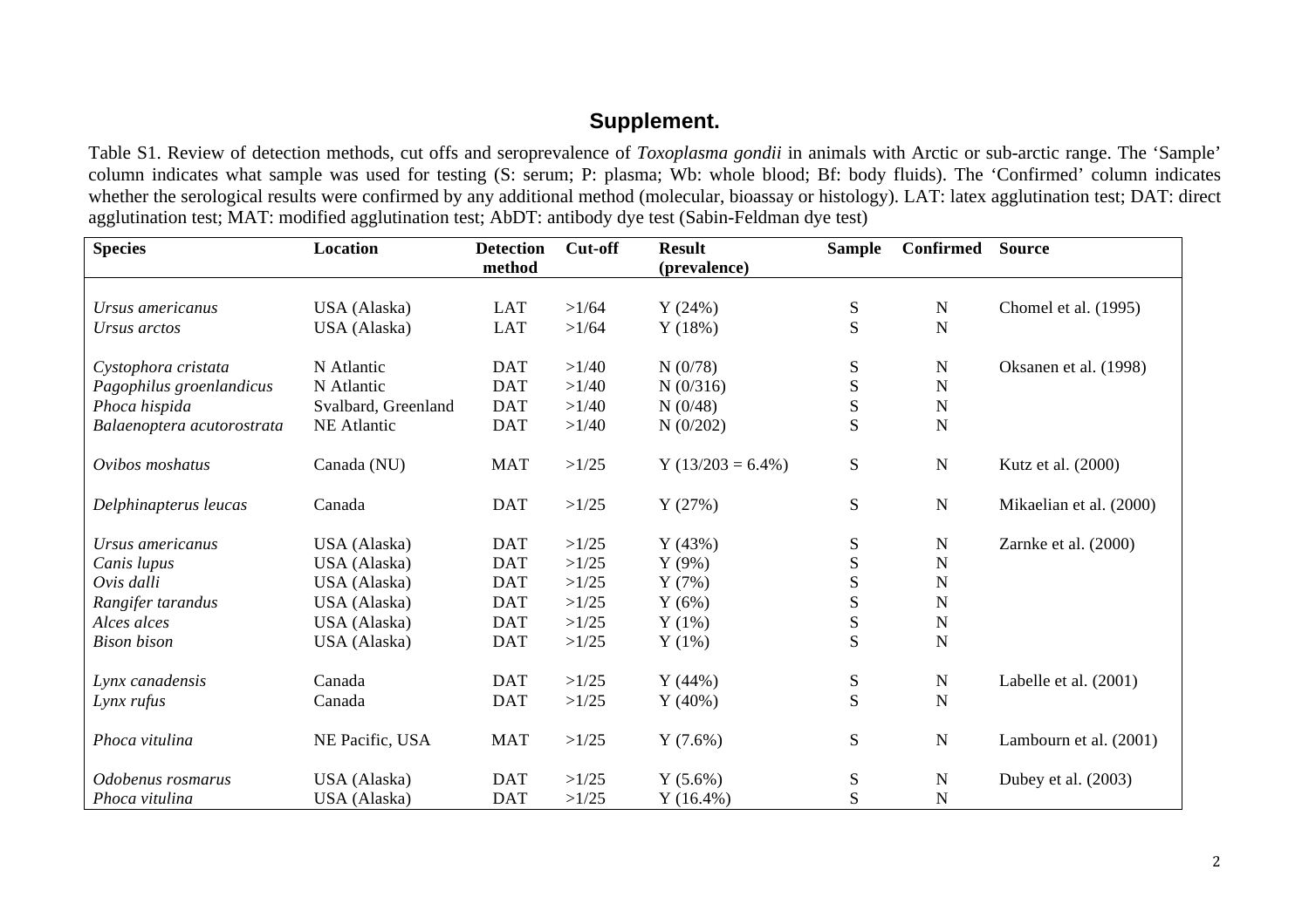# Supplement.

Table S1. Review of detection methods, cut offs and seroprevalence of *Toxoplasma gondii* in animals with Arctic or sub-arctic range. The 'Sample' column indicates what sample was used for testing (S: serum; P: plasma; Wb: whole blood; Bf: body fluids). The 'Confirmed' column indicates whether the serological results were confirmed by any additional method (molecular, bioassay or histology). LAT: latex agglutination test; DAT: direct agglutination test; MAT: modified agglutination test; AbDT: antibody dye test (Sabin-Feldman dye test)

| Species | Location | Detection method | Cut-off | Result (prevalence) | Sample | Confirmed | Source |
|---|---|---|---|---|---|---|---|
| *Ursus americanus* | USA (Alaska) | LAT | >1/64 | Y (24%) | S | N | Chomel et al. (1995) |
| *Ursus arctos* | USA (Alaska) | LAT | >1/64 | Y (18%) | S | N | |
| *Cystophora cristata* | N Atlantic | DAT | >1/40 | N (0/78) | S | N | Oksanen et al. (1998) |
| *Pagophilus groenlandicus* | N Atlantic | DAT | >1/40 | N (0/316) | S | N | |
| *Phoca hispida* | Svalbard, Greenland | DAT | >1/40 | N (0/48) | S | N | |
| *Balaenoptera acutorostrata* | NE Atlantic | DAT | >1/40 | N (0/202) | S | N | |
| *Ovibos moshatus* | Canada (NU) | MAT | >1/25 | Y (13/203 = 6.4%) | S | N | Kutz et al. (2000) |
| *Delphinapterus leucas* | Canada | DAT | >1/25 | Y (27%) | S | N | Mikaelian et al. (2000) |
| *Ursus americanus* | USA (Alaska) | DAT | >1/25 | Y (43%) | S | N | Zarnke et al. (2000) |
| *Canis lupus* | USA (Alaska) | DAT | >1/25 | Y (9%) | S | N | |
| *Ovis dalli* | USA (Alaska) | DAT | >1/25 | Y (7%) | S | N | |
| *Rangifer tarandus* | USA (Alaska) | DAT | >1/25 | Y (6%) | S | N | |
| *Alces alces* | USA (Alaska) | DAT | >1/25 | Y (1%) | S | N | |
| *Bison bison* | USA (Alaska) | DAT | >1/25 | Y (1%) | S | N | |
| *Lynx canadensis* | Canada | DAT | >1/25 | Y (44%) | S | N | Labelle et al. (2001) |
| *Lynx rufus* | Canada | DAT | >1/25 | Y (40%) | S | N | |
| *Phoca vitulina* | NE Pacific, USA | MAT | >1/25 | Y (7.6%) | S | N | Lambourn et al. (2001) |
| *Odobenus rosmarus* | USA (Alaska) | DAT | >1/25 | Y (5.6%) | S | N | Dubey et al. (2003) |
| *Phoca vitulina* | USA (Alaska) | DAT | >1/25 | Y (16.4%) | S | N | |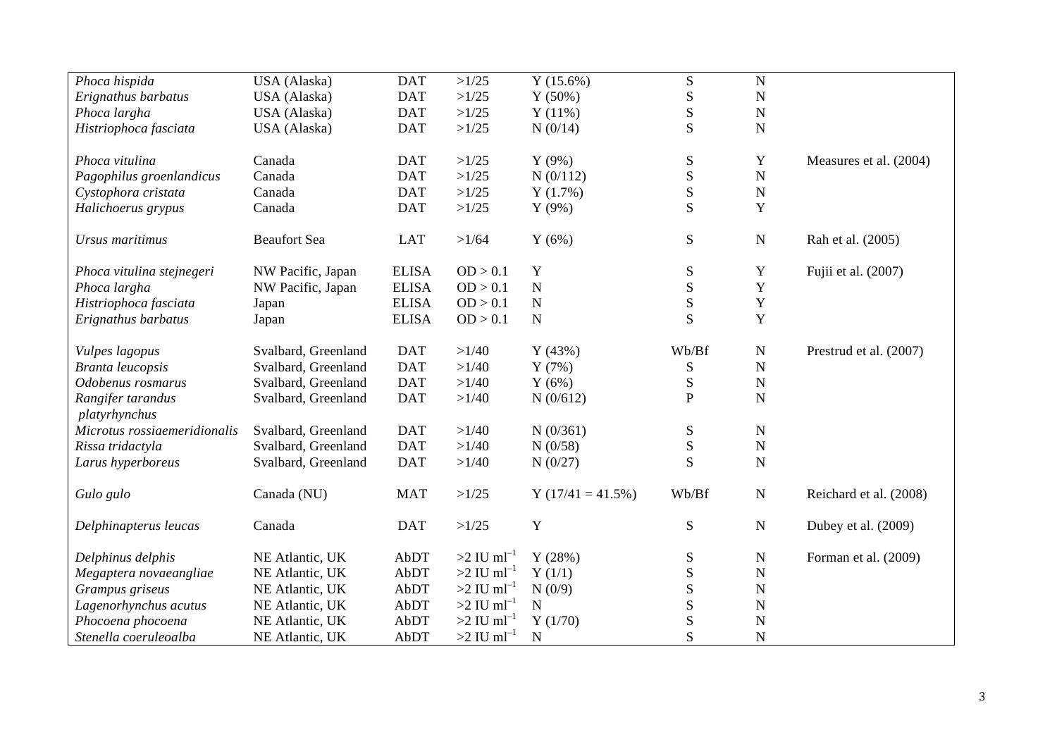| | | | | | | | |
|---|---|---|---|---|---|---|---|
| *Phoca hispida* | USA (Alaska) | DAT | >1/25 | Y (15.6%) | S | N | |
| *Erignathus barbatus* | USA (Alaska) | DAT | >1/25 | Y (50%) | S | N | |
| *Phoca largha* | USA (Alaska) | DAT | >1/25 | Y (11%) | S | N | |
| *Histriophoca fasciata* | USA (Alaska) | DAT | >1/25 | N (0/14) | S | N | |
| | | | | | | | |
| *Phoca vitulina* | Canada | DAT | >1/25 | Y (9%) | S | Y | Measures et al. (2004) |
| *Pagophilus groenlandicus* | Canada | DAT | >1/25 | N (0/112) | S | N | |
| *Cystophora cristata* | Canada | DAT | >1/25 | Y (1.7%) | S | N | |
| *Halichoerus grypus* | Canada | DAT | >1/25 | Y (9%) | S | Y | |
| | | | | | | | |
| *Ursus maritimus* | Beaufort Sea | LAT | >1/64 | Y (6%) | S | N | Rah et al. (2005) |
| | | | | | | | |
| *Phoca vitulina stejnegeri* | NW Pacific, Japan | ELISA | OD > 0.1 | Y | S | Y | Fujii et al. (2007) |
| *Phoca largha* | NW Pacific, Japan | ELISA | OD > 0.1 | N | S | Y | |
| *Histriophoca fasciata* | Japan | ELISA | OD > 0.1 | N | S | Y | |
| *Erignathus barbatus* | Japan | ELISA | OD > 0.1 | N | S | Y | |
| | | | | | | | |
| *Vulpes lagopus* | Svalbard, Greenland | DAT | >1/40 | Y (43%) | Wb/Bf | N | Prestrud et al. (2007) |
| *Branta leucopsis* | Svalbard, Greenland | DAT | >1/40 | Y (7%) | S | N | |
| *Odobenus rosmarus* | Svalbard, Greenland | DAT | >1/40 | Y (6%) | S | N | |
| *Rangifer tarandus platyrhynchus* | Svalbard, Greenland | DAT | >1/40 | N (0/612) | P | N | |
| *Microtus rossiaemeridionalis* | Svalbard, Greenland | DAT | >1/40 | N (0/361) | S | N | |
| *Rissa tridactyla* | Svalbard, Greenland | DAT | >1/40 | N (0/58) | S | N | |
| *Larus hyperboreus* | Svalbard, Greenland | DAT | >1/40 | N (0/27) | S | N | |
| | | | | | | | |
| *Gulo gulo* | Canada (NU) | MAT | >1/25 | Y (17/41 = 41.5%) | Wb/Bf | N | Reichard et al. (2008) |
| | | | | | | | |
| *Delphinapterus leucas* | Canada | DAT | >1/25 | Y | S | N | Dubey et al. (2009) |
| | | | | | | | |
| *Delphinus delphis* | NE Atlantic, UK | AbDT | >2 IU $ml^{-1}$ | Y (28%) | S | N | Forman et al. (2009) |
| *Megaptera novaeangliae* | NE Atlantic, UK | AbDT | >2 IU $ml^{-1}$ | Y (1/1) | S | N | |
| *Grampus griseus* | NE Atlantic, UK | AbDT | >2 IU $ml^{-1}$ | N (0/9) | S | N | |
| *Lagenorhynchus acutus* | NE Atlantic, UK | AbDT | >2 IU $ml^{-1}$ | N | S | N | |
| *Phocoena phocoena* | NE Atlantic, UK | AbDT | >2 IU $ml^{-1}$ | Y (1/70) | S | N | |
| *Stenella coeruleoalba* | NE Atlantic, UK | AbDT | >2 IU $ml^{-1}$ | N | S | N | |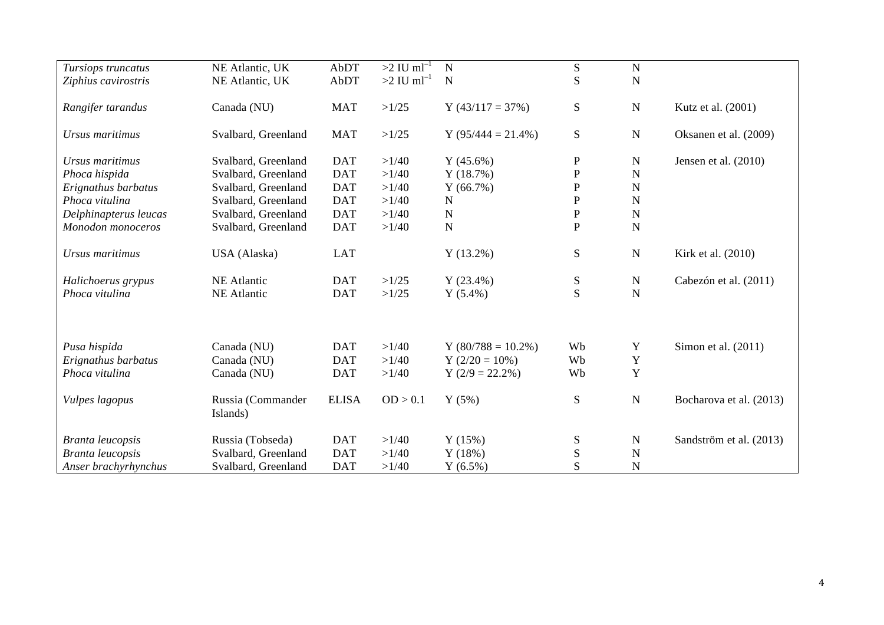| | | | | | | | |
|---|---|---|---|---|---|---|---|
| *Tursiops truncatus* | NE Atlantic, UK | AbDT | >2 IU $ml^{-1}$ | N | S | N | |
| *Ziphius cavirostris* | NE Atlantic, UK | AbDT | >2 IU $ml^{-1}$ | N | S | N | |
| *Rangifer tarandus* | Canada (NU) | MAT | >1/25 | Y (43/117 = 37%) | S | N | Kutz et al. (2001) |
| *Ursus maritimus* | Svalbard, Greenland | MAT | >1/25 | Y (95/444 = 21.4%) | S | N | Oksanen et al. (2009) |
| *Ursus maritimus* | Svalbard, Greenland | DAT | >1/40 | Y (45.6%) | P | N | Jensen et al. (2010) |
| *Phoca hispida* | Svalbard, Greenland | DAT | >1/40 | Y (18.7%) | P | N | |
| *Erignathus barbatus* | Svalbard, Greenland | DAT | >1/40 | Y (66.7%) | P | N | |
| *Phoca vitulina* | Svalbard, Greenland | DAT | >1/40 | N | P | N | |
| *Delphinapterus leucas* | Svalbard, Greenland | DAT | >1/40 | N | P | N | |
| *Monodon monoceros* | Svalbard, Greenland | DAT | >1/40 | N | P | N | |
| *Ursus maritimus* | USA (Alaska) | LAT | | Y (13.2%) | S | N | Kirk et al. (2010) |
| *Halichoerus grypus* | NE Atlantic | DAT | >1/25 | Y (23.4%) | S | N | Cabezón et al. (2011) |
| *Phoca vitulina* | NE Atlantic | DAT | >1/25 | Y (5.4%) | S | N | |
| *Pusa hispida* | Canada (NU) | DAT | >1/40 | Y (80/788 = 10.2%) | Wb | Y | Simon et al. (2011) |
| *Erignathus barbatus* | Canada (NU) | DAT | >1/40 | Y (2/20 = 10%) | Wb | Y | |
| *Phoca vitulina* | Canada (NU) | DAT | >1/40 | Y (2/9 = 22.2%) | Wb | Y | |
| *Vulpes lagopus* | Russia (Commander Islands) | ELISA | OD > 0.1 | Y (5%) | S | N | Bocharova et al. (2013) |
| *Branta leucopsis* | Russia (Tobseda) | DAT | >1/40 | Y (15%) | S | N | Sandström et al. (2013) |
| *Branta leucopsis* | Svalbard, Greenland | DAT | >1/40 | Y (18%) | S | N | |
| *Anser brachyrhynchus* | Svalbard, Greenland | DAT | >1/40 | Y (6.5%) | S | N | |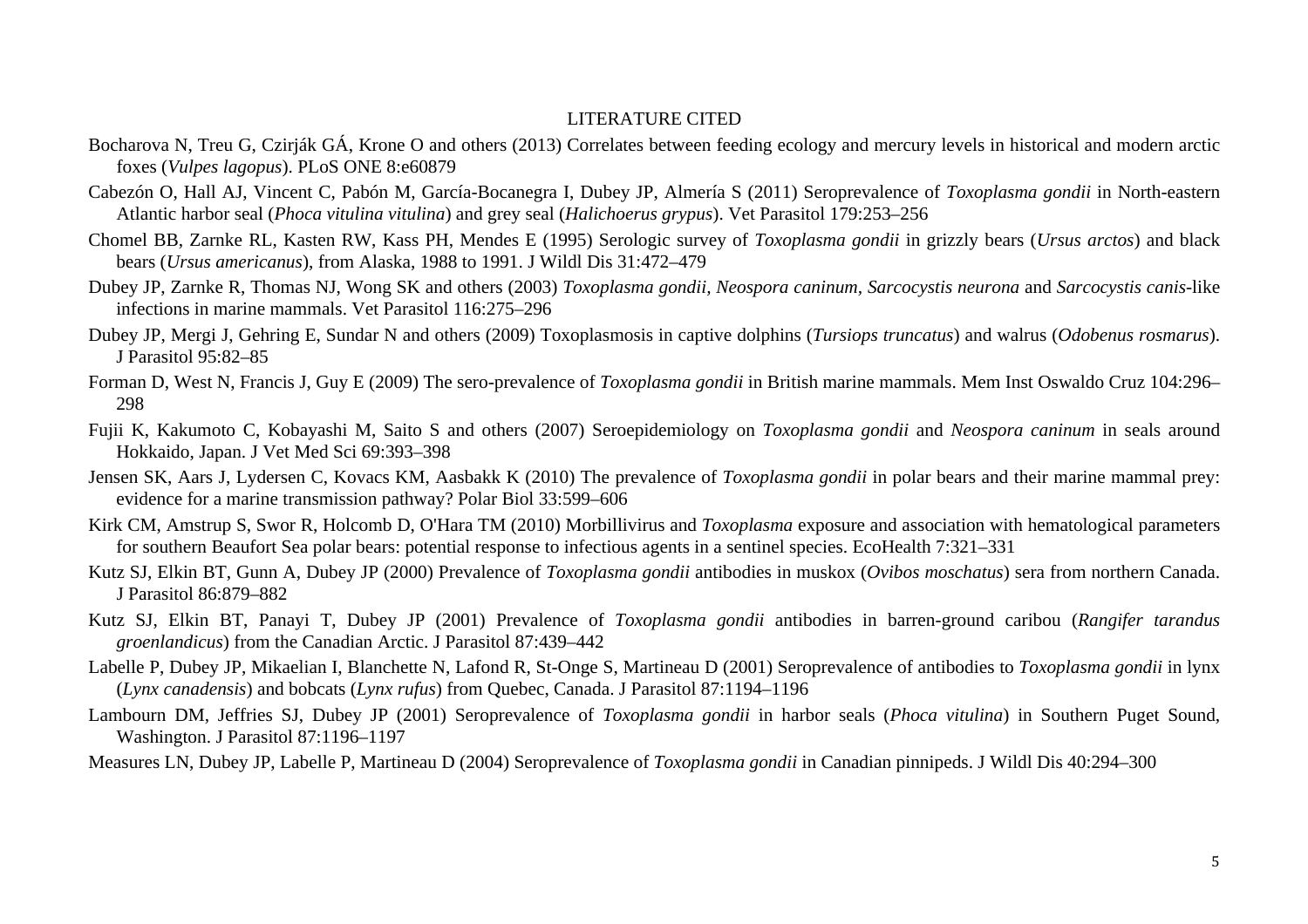## LITERATURE CITED

Bocharova N, Treu G, Czirják GÁ, Krone O and others (2013) Correlates between feeding ecology and mercury levels in historical and modern arctic foxes (*Vulpes lagopus*). PLoS ONE 8:e60879

Cabezón O, Hall AJ, Vincent C, Pabón M, García-Bocanegra I, Dubey JP, Almería S (2011) Seroprevalence of *Toxoplasma gondii* in North-eastern Atlantic harbor seal (*Phoca vitulina vitulina*) and grey seal (*Halichoerus grypus*). Vet Parasitol 179:253–256

Chomel BB, Zarnke RL, Kasten RW, Kass PH, Mendes E (1995) Serologic survey of *Toxoplasma gondii* in grizzly bears (*Ursus arctos*) and black bears (*Ursus americanus*), from Alaska, 1988 to 1991. J Wildl Dis 31:472–479

Dubey JP, Zarnke R, Thomas NJ, Wong SK and others (2003) *Toxoplasma gondii*, *Neospora caninum, Sarcocystis neurona* and *Sarcocystis canis*-like infections in marine mammals. Vet Parasitol 116:275–296

Dubey JP, Mergi J, Gehring E, Sundar N and others (2009) Toxoplasmosis in captive dolphins (*Tursiops truncatus*) and walrus (*Odobenus rosmarus*). J Parasitol 95:82–85

Forman D, West N, Francis J, Guy E (2009) The sero-prevalence of *Toxoplasma gondii* in British marine mammals. Mem Inst Oswaldo Cruz 104:296–298

Fujii K, Kakumoto C, Kobayashi M, Saito S and others (2007) Seroepidemiology on *Toxoplasma gondii* and *Neospora caninum* in seals around Hokkaido, Japan. J Vet Med Sci 69:393–398

Jensen SK, Aars J, Lydersen C, Kovacs KM, Aasbakk K (2010) The prevalence of *Toxoplasma gondii* in polar bears and their marine mammal prey: evidence for a marine transmission pathway? Polar Biol 33:599–606

Kirk CM, Amstrup S, Swor R, Holcomb D, O'Hara TM (2010) Morbillivirus and *Toxoplasma* exposure and association with hematological parameters for southern Beaufort Sea polar bears: potential response to infectious agents in a sentinel species. EcoHealth 7:321–331

Kutz SJ, Elkin BT, Gunn A, Dubey JP (2000) Prevalence of *Toxoplasma gondii* antibodies in muskox (*Ovibos moschatus*) sera from northern Canada. J Parasitol 86:879–882

Kutz SJ, Elkin BT, Panayi T, Dubey JP (2001) Prevalence of *Toxoplasma gondii* antibodies in barren-ground caribou (*Rangifer tarandus groenlandicus*) from the Canadian Arctic. J Parasitol 87:439–442

Labelle P, Dubey JP, Mikaelian I, Blanchette N, Lafond R, St-Onge S, Martineau D (2001) Seroprevalence of antibodies to *Toxoplasma gondii* in lynx (*Lynx canadensis*) and bobcats (*Lynx rufus*) from Quebec, Canada. J Parasitol 87:1194–1196

Lambourn DM, Jeffries SJ, Dubey JP (2001) Seroprevalence of *Toxoplasma gondii* in harbor seals (*Phoca vitulina*) in Southern Puget Sound, Washington. J Parasitol 87:1196–1197

Measures LN, Dubey JP, Labelle P, Martineau D (2004) Seroprevalence of *Toxoplasma gondii* in Canadian pinnipeds. J Wildl Dis 40:294–300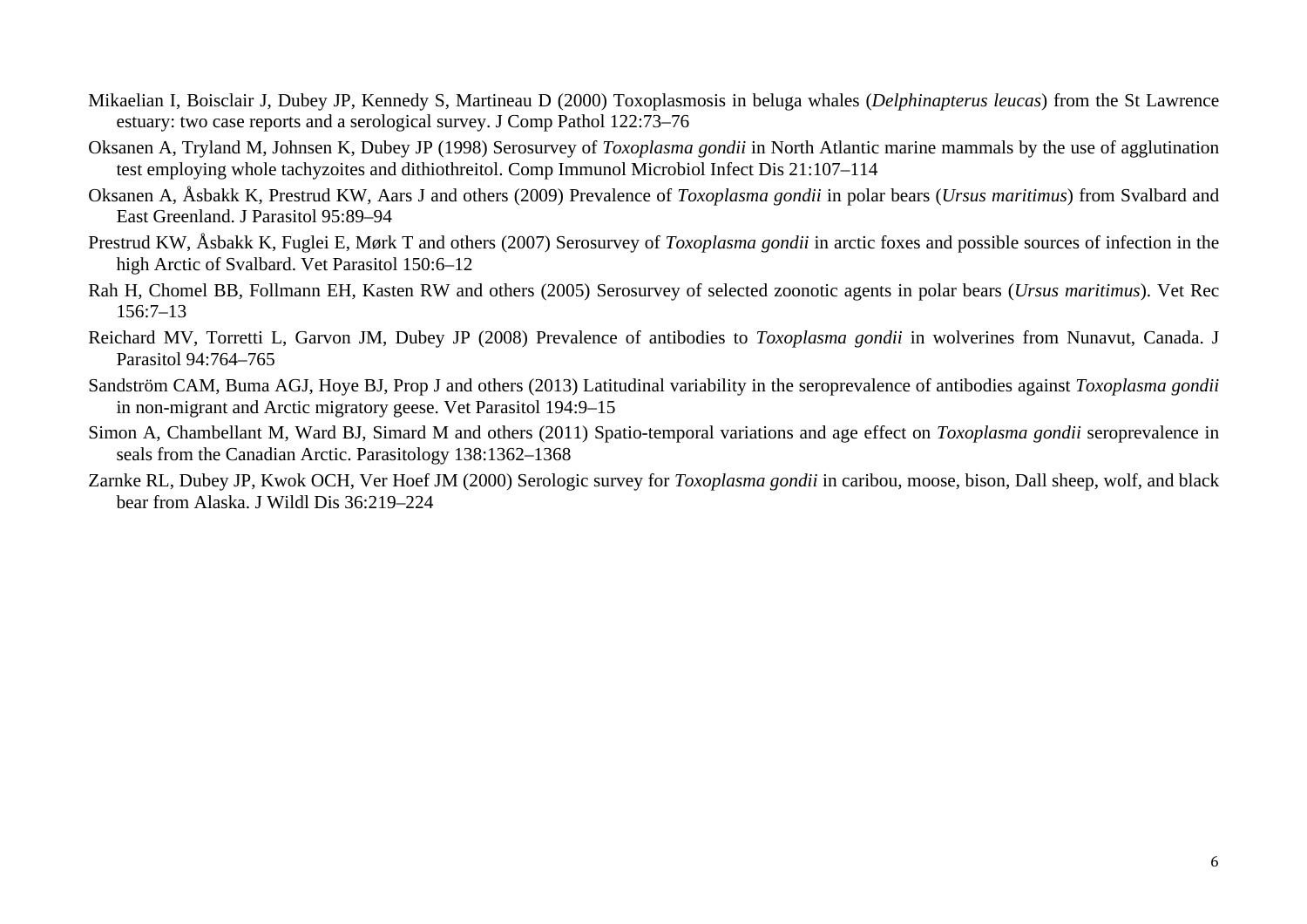Mikaelian I, Boisclair J, Dubey JP, Kennedy S, Martineau D (2000) Toxoplasmosis in beluga whales (*Delphinapterus leucas*) from the St Lawrence estuary: two case reports and a serological survey. J Comp Pathol 122:73–76

Oksanen A, Tryland M, Johnsen K, Dubey JP (1998) Serosurvey of *Toxoplasma gondii* in North Atlantic marine mammals by the use of agglutination test employing whole tachyzoites and dithiothreitol. Comp Immunol Microbiol Infect Dis 21:107–114

Oksanen A, Åsbakk K, Prestrud KW, Aars J and others (2009) Prevalence of *Toxoplasma gondii* in polar bears (*Ursus maritimus*) from Svalbard and East Greenland. J Parasitol 95:89–94

Prestrud KW, Åsbakk K, Fuglei E, Mørk T and others (2007) Serosurvey of *Toxoplasma gondii* in arctic foxes and possible sources of infection in the high Arctic of Svalbard. Vet Parasitol 150:6–12

Rah H, Chomel BB, Follmann EH, Kasten RW and others (2005) Serosurvey of selected zoonotic agents in polar bears (*Ursus maritimus*). Vet Rec 156:7–13

Reichard MV, Torretti L, Garvon JM, Dubey JP (2008) Prevalence of antibodies to *Toxoplasma gondii* in wolverines from Nunavut, Canada. J Parasitol 94:764–765

Sandström CAM, Buma AGJ, Hoye BJ, Prop J and others (2013) Latitudinal variability in the seroprevalence of antibodies against *Toxoplasma gondii* in non-migrant and Arctic migratory geese. Vet Parasitol 194:9–15

Simon A, Chambellant M, Ward BJ, Simard M and others (2011) Spatio-temporal variations and age effect on *Toxoplasma gondii* seroprevalence in seals from the Canadian Arctic. Parasitology 138:1362–1368

Zarnke RL, Dubey JP, Kwok OCH, Ver Hoef JM (2000) Serologic survey for *Toxoplasma gondii* in caribou, moose, bison, Dall sheep, wolf, and black bear from Alaska. J Wildl Dis 36:219–224